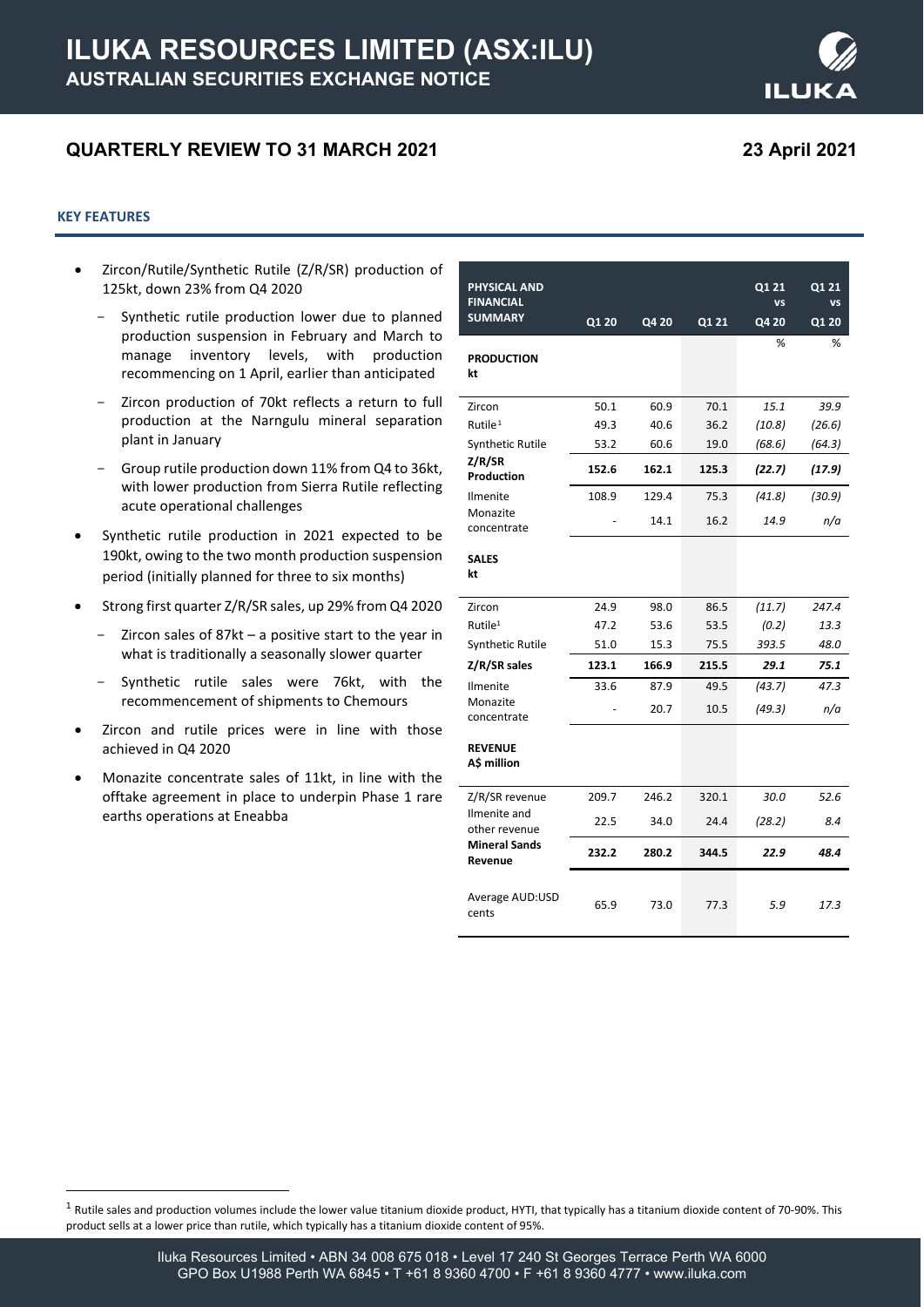# ILUKA RESOURCES LIMITED (ASX:ILU)

## AUSTRALIAN SECURITIES EXCHANGE NOTICE

## QUARTERLY REVIEW TO 31 MARCH 2021

**23 April 2021**

### KEY FEATURES

- Zircon/Rutile/Synthetic Rutile (Z/R/SR) production of 125kt, down 23% from Q4 2020
  - Synthetic rutile production lower due to planned production suspension in February and March to manage inventory levels, with production recommencing on 1 April, earlier than anticipated
  - Zircon production of 70kt reflects a return to full production at the Narngulu mineral separation plant in January
  - Group rutile production down 11% from Q4 to 36kt, with lower production from Sierra Rutile reflecting acute operational challenges
- Synthetic rutile production in 2021 expected to be 190kt, owing to the two month production suspension period (initially planned for three to six months)
- Strong first quarter Z/R/SR sales, up 29% from Q4 2020
  - Zircon sales of 87kt – a positive start to the year in what is traditionally a seasonally slower quarter
  - Synthetic rutile sales were 76kt, with the recommencement of shipments to Chemours
- Zircon and rutile prices were in line with those achieved in Q4 2020
- Monazite concentrate sales of 11kt, in line with the offtake agreement in place to underpin Phase 1 rare earths operations at Eneabba

| PHYSICAL AND FINANCIAL SUMMARY | Q1 20 | Q4 20 | Q1 21 | Q1 21 vs Q4 20 | Q1 21 vs Q1 20 |
|---|---|---|---|---|---|
| | | | | % | % |
| **PRODUCTION kt** | | | | | |
| Zircon | 50.1 | 60.9 | 70.1 | *15.1* | *39.9* |
| Rutile[1] | 49.3 | 40.6 | 36.2 | *(10.8)* | *(26.6)* |
| Synthetic Rutile | 53.2 | 60.6 | 19.0 | *(68.6)* | *(64.3)* |
| **Z/R/SR Production** | **152.6** | **162.1** | **125.3** | ***(22.7)*** | ***(17.9)*** |
| Ilmenite | 108.9 | 129.4 | 75.3 | *(41.8)* | *(30.9)* |
| Monazite concentrate | - | 14.1 | 16.2 | *14.9* | *n/a* |
| **SALES kt** | | | | | |
| Zircon | 24.9 | 98.0 | 86.5 | *(11.7)* | *247.4* |
| Rutile[1] | 47.2 | 53.6 | 53.5 | *(0.2)* | *13.3* |
| Synthetic Rutile | 51.0 | 15.3 | 75.5 | *393.5* | *48.0* |
| **Z/R/SR sales** | **123.1** | **166.9** | **215.5** | ***29.1*** | ***75.1*** |
| Ilmenite | 33.6 | 87.9 | 49.5 | *(43.7)* | *47.3* |
| Monazite concentrate | - | 20.7 | 10.5 | *(49.3)* | *n/a* |
| **REVENUE A$ million** | | | | | |
| Z/R/SR revenue | 209.7 | 246.2 | 320.1 | *30.0* | *52.6* |
| Ilmenite and other revenue | 22.5 | 34.0 | 24.4 | *(28.2)* | *8.4* |
| **Mineral Sands Revenue** | **232.2** | **280.2** | **344.5** | ***22.9*** | ***48.4*** |
| Average AUD:USD cents | 65.9 | 73.0 | 77.3 | *5.9* | *17.3* |

[1] Rutile sales and production volumes include the lower value titanium dioxide product, HYTI, that typically has a titanium dioxide content of 70-90%. This product sells at a lower price than rutile, which typically has a titanium dioxide content of 95%.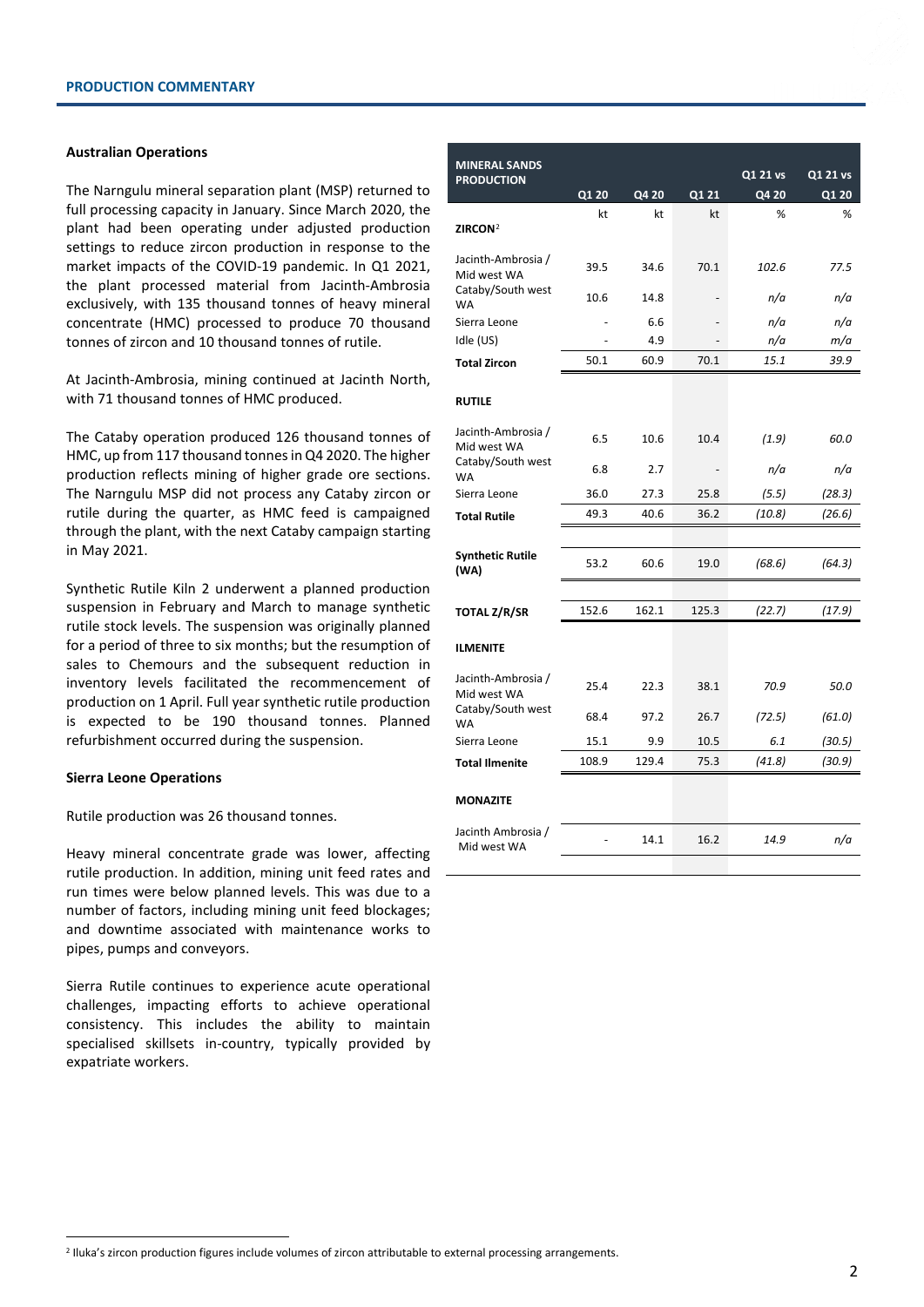## PRODUCTION COMMENTARY

### Australian Operations

The Narngulu mineral separation plant (MSP) returned to full processing capacity in January. Since March 2020, the plant had been operating under adjusted production settings to reduce zircon production in response to the market impacts of the COVID-19 pandemic. In Q1 2021, the plant processed material from Jacinth-Ambrosia exclusively, with 135 thousand tonnes of heavy mineral concentrate (HMC) processed to produce 70 thousand tonnes of zircon and 10 thousand tonnes of rutile.

At Jacinth-Ambrosia, mining continued at Jacinth North, with 71 thousand tonnes of HMC produced.

The Cataby operation produced 126 thousand tonnes of HMC, up from 117 thousand tonnes in Q4 2020. The higher production reflects mining of higher grade ore sections. The Narngulu MSP did not process any Cataby zircon or rutile during the quarter, as HMC feed is campaigned through the plant, with the next Cataby campaign starting in May 2021.

Synthetic Rutile Kiln 2 underwent a planned production suspension in February and March to manage synthetic rutile stock levels. The suspension was originally planned for a period of three to six months; but the resumption of sales to Chemours and the subsequent reduction in inventory levels facilitated the recommencement of production on 1 April. Full year synthetic rutile production is expected to be 190 thousand tonnes. Planned refurbishment occurred during the suspension.

### Sierra Leone Operations

Rutile production was 26 thousand tonnes.

Heavy mineral concentrate grade was lower, affecting rutile production. In addition, mining unit feed rates and run times were below planned levels. This was due to a number of factors, including mining unit feed blockages; and downtime associated with maintenance works to pipes, pumps and conveyors.

Sierra Rutile continues to experience acute operational challenges, impacting efforts to achieve operational consistency. This includes the ability to maintain specialised skillsets in-country, typically provided by expatriate workers.

| MINERAL SANDS PRODUCTION | Q1 20 | Q4 20 | Q1 21 | Q1 21 vs Q4 20 | Q1 21 vs Q1 20 |
|---|---|---|---|---|---|
| | kt | kt | kt | % | % |
| **ZIRCON**[2] | | | | | |
| Jacinth-Ambrosia / Mid west WA | 39.5 | 34.6 | 70.1 | *102.6* | *77.5* |
| Cataby/South west WA | 10.6 | 14.8 | - | *n/a* | *n/a* |
| Sierra Leone | - | 6.6 | - | *n/a* | *n/a* |
| Idle (US) | - | 4.9 | - | *n/a* | *m/a* |
| **Total Zircon** | 50.1 | 60.9 | 70.1 | *15.1* | *39.9* |
| **RUTILE** | | | | | |
| Jacinth-Ambrosia / Mid west WA | 6.5 | 10.6 | 10.4 | *(1.9)* | *60.0* |
| Cataby/South west WA | 6.8 | 2.7 | - | *n/a* | *n/a* |
| Sierra Leone | 36.0 | 27.3 | 25.8 | *(5.5)* | *(28.3)* |
| **Total Rutile** | 49.3 | 40.6 | 36.2 | *(10.8)* | *(26.6)* |
| **Synthetic Rutile (WA)** | 53.2 | 60.6 | 19.0 | *(68.6)* | *(64.3)* |
| **TOTAL Z/R/SR** | 152.6 | 162.1 | 125.3 | *(22.7)* | *(17.9)* |
| **ILMENITE** | | | | | |
| Jacinth-Ambrosia / Mid west WA | 25.4 | 22.3 | 38.1 | *70.9* | *50.0* |
| Cataby/South west WA | 68.4 | 97.2 | 26.7 | *(72.5)* | *(61.0)* |
| Sierra Leone | 15.1 | 9.9 | 10.5 | *6.1* | *(30.5)* |
| **Total Ilmenite** | 108.9 | 129.4 | 75.3 | *(41.8)* | *(30.9)* |
| **MONAZITE** | | | | | |
| Jacinth Ambrosia / Mid west WA | - | 14.1 | 16.2 | *14.9* | *n/a* |

[2] Iluka's zircon production figures include volumes of zircon attributable to external processing arrangements.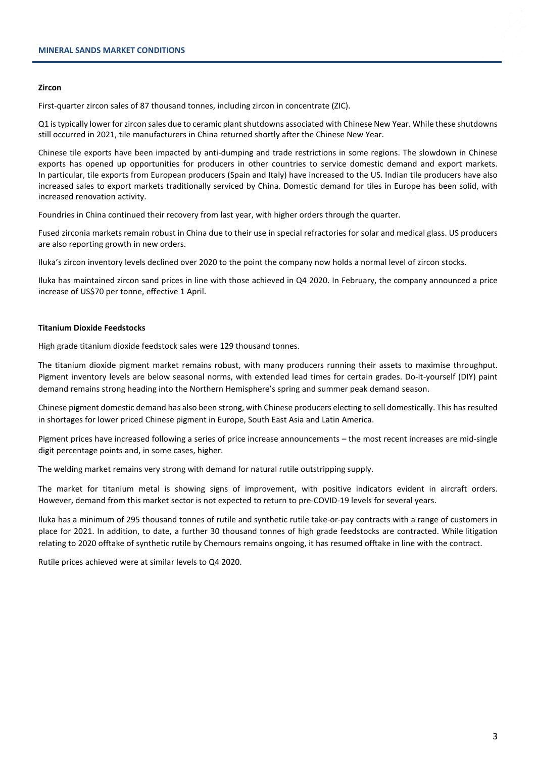## MINERAL SANDS MARKET CONDITIONS

### Zircon

First-quarter zircon sales of 87 thousand tonnes, including zircon in concentrate (ZIC).

Q1 is typically lower for zircon sales due to ceramic plant shutdowns associated with Chinese New Year. While these shutdowns still occurred in 2021, tile manufacturers in China returned shortly after the Chinese New Year.

Chinese tile exports have been impacted by anti-dumping and trade restrictions in some regions. The slowdown in Chinese exports has opened up opportunities for producers in other countries to service domestic demand and export markets. In particular, tile exports from European producers (Spain and Italy) have increased to the US. Indian tile producers have also increased sales to export markets traditionally serviced by China. Domestic demand for tiles in Europe has been solid, with increased renovation activity.

Foundries in China continued their recovery from last year, with higher orders through the quarter.

Fused zirconia markets remain robust in China due to their use in special refractories for solar and medical glass. US producers are also reporting growth in new orders.

Iluka's zircon inventory levels declined over 2020 to the point the company now holds a normal level of zircon stocks.

Iluka has maintained zircon sand prices in line with those achieved in Q4 2020. In February, the company announced a price increase of US$70 per tonne, effective 1 April.

### Titanium Dioxide Feedstocks

High grade titanium dioxide feedstock sales were 129 thousand tonnes.

The titanium dioxide pigment market remains robust, with many producers running their assets to maximise throughput. Pigment inventory levels are below seasonal norms, with extended lead times for certain grades. Do-it-yourself (DIY) paint demand remains strong heading into the Northern Hemisphere's spring and summer peak demand season.

Chinese pigment domestic demand has also been strong, with Chinese producers electing to sell domestically. This has resulted in shortages for lower priced Chinese pigment in Europe, South East Asia and Latin America.

Pigment prices have increased following a series of price increase announcements – the most recent increases are mid-single digit percentage points and, in some cases, higher.

The welding market remains very strong with demand for natural rutile outstripping supply.

The market for titanium metal is showing signs of improvement, with positive indicators evident in aircraft orders. However, demand from this market sector is not expected to return to pre-COVID-19 levels for several years.

Iluka has a minimum of 295 thousand tonnes of rutile and synthetic rutile take-or-pay contracts with a range of customers in place for 2021. In addition, to date, a further 30 thousand tonnes of high grade feedstocks are contracted. While litigation relating to 2020 offtake of synthetic rutile by Chemours remains ongoing, it has resumed offtake in line with the contract.

Rutile prices achieved were at similar levels to Q4 2020.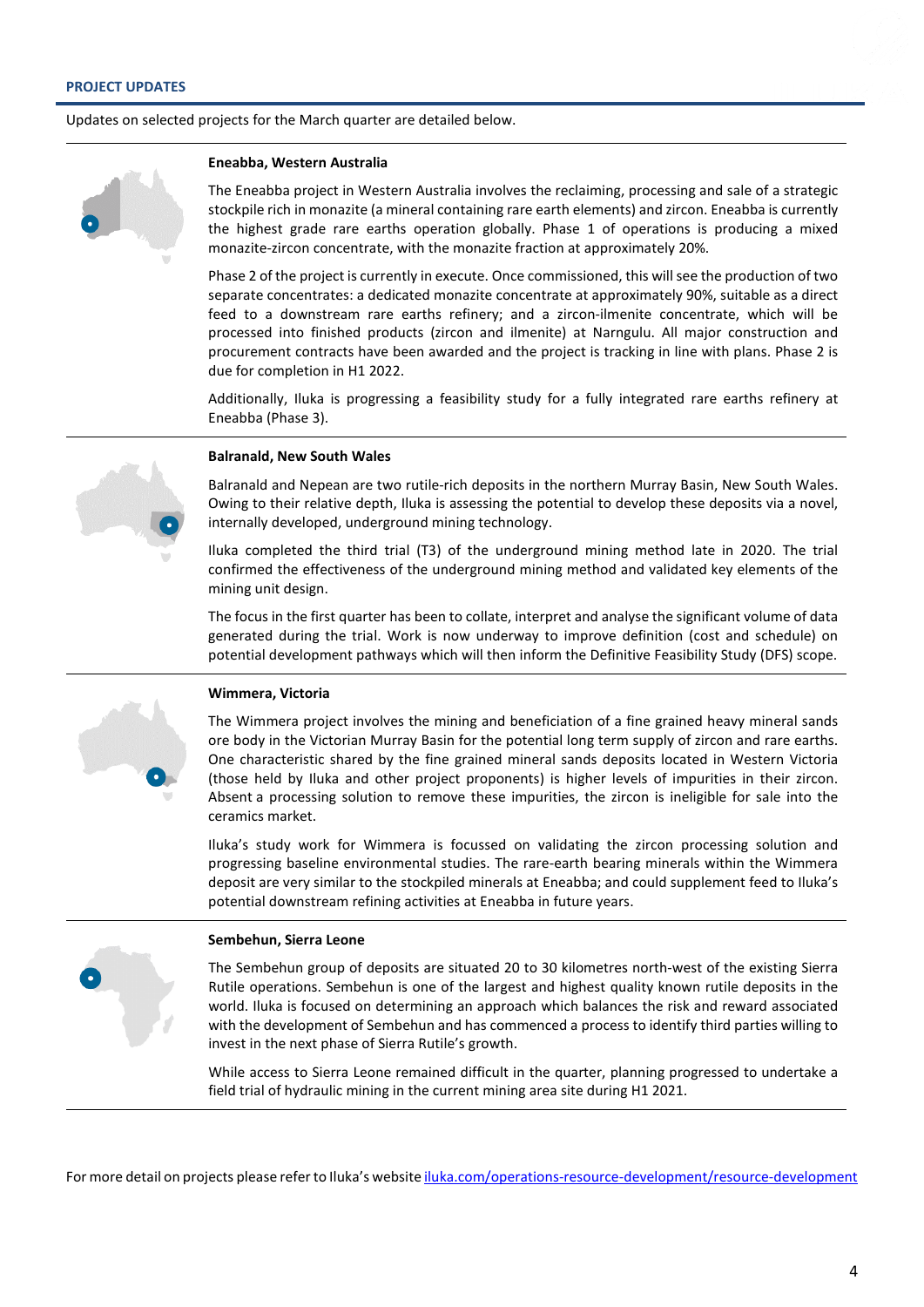## PROJECT UPDATES

Updates on selected projects for the March quarter are detailed below.

### Eneabba, Western Australia

The Eneabba project in Western Australia involves the reclaiming, processing and sale of a strategic stockpile rich in monazite (a mineral containing rare earth elements) and zircon. Eneabba is currently the highest grade rare earths operation globally. Phase 1 of operations is producing a mixed monazite-zircon concentrate, with the monazite fraction at approximately 20%.

Phase 2 of the project is currently in execute. Once commissioned, this will see the production of two separate concentrates: a dedicated monazite concentrate at approximately 90%, suitable as a direct feed to a downstream rare earths refinery; and a zircon-ilmenite concentrate, which will be processed into finished products (zircon and ilmenite) at Narngulu. All major construction and procurement contracts have been awarded and the project is tracking in line with plans. Phase 2 is due for completion in H1 2022.

Additionally, Iluka is progressing a feasibility study for a fully integrated rare earths refinery at Eneabba (Phase 3).

### Balranald, New South Wales

Balranald and Nepean are two rutile-rich deposits in the northern Murray Basin, New South Wales. Owing to their relative depth, Iluka is assessing the potential to develop these deposits via a novel, internally developed, underground mining technology.

Iluka completed the third trial (T3) of the underground mining method late in 2020. The trial confirmed the effectiveness of the underground mining method and validated key elements of the mining unit design.

The focus in the first quarter has been to collate, interpret and analyse the significant volume of data generated during the trial. Work is now underway to improve definition (cost and schedule) on potential development pathways which will then inform the Definitive Feasibility Study (DFS) scope.

### Wimmera, Victoria

The Wimmera project involves the mining and beneficiation of a fine grained heavy mineral sands ore body in the Victorian Murray Basin for the potential long term supply of zircon and rare earths. One characteristic shared by the fine grained mineral sands deposits located in Western Victoria (those held by Iluka and other project proponents) is higher levels of impurities in their zircon. Absent a processing solution to remove these impurities, the zircon is ineligible for sale into the ceramics market.

Iluka's study work for Wimmera is focussed on validating the zircon processing solution and progressing baseline environmental studies. The rare-earth bearing minerals within the Wimmera deposit are very similar to the stockpiled minerals at Eneabba; and could supplement feed to Iluka's potential downstream refining activities at Eneabba in future years.

### Sembehun, Sierra Leone

The Sembehun group of deposits are situated 20 to 30 kilometres north-west of the existing Sierra Rutile operations. Sembehun is one of the largest and highest quality known rutile deposits in the world. Iluka is focused on determining an approach which balances the risk and reward associated with the development of Sembehun and has commenced a process to identify third parties willing to invest in the next phase of Sierra Rutile's growth.

While access to Sierra Leone remained difficult in the quarter, planning progressed to undertake a field trial of hydraulic mining in the current mining area site during H1 2021.

For more detail on projects please refer to Iluka's website [iluka.com/operations-resource-development/resource-development](iluka.com/operations-resource-development/resource-development)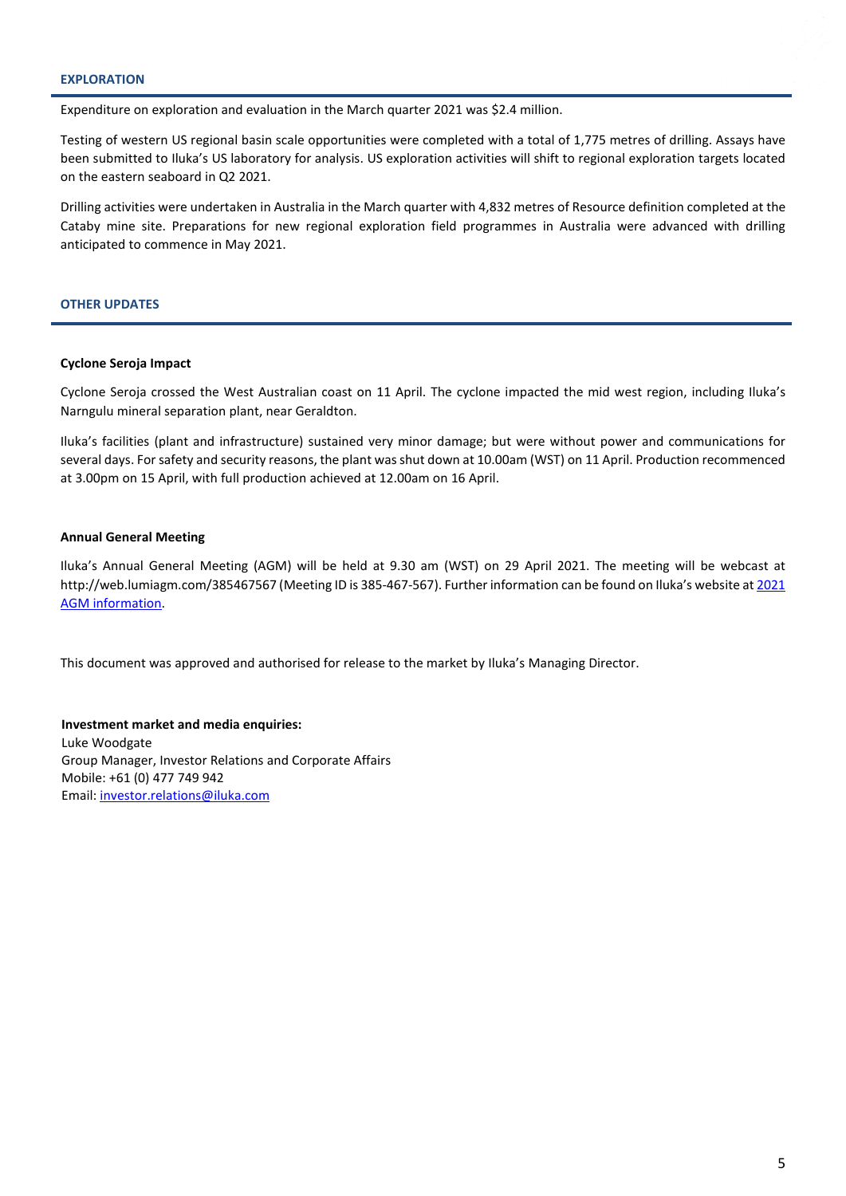## EXPLORATION

Expenditure on exploration and evaluation in the March quarter 2021 was $2.4 million.

Testing of western US regional basin scale opportunities were completed with a total of 1,775 metres of drilling. Assays have been submitted to Iluka's US laboratory for analysis. US exploration activities will shift to regional exploration targets located on the eastern seaboard in Q2 2021.

Drilling activities were undertaken in Australia in the March quarter with 4,832 metres of Resource definition completed at the Cataby mine site. Preparations for new regional exploration field programmes in Australia were advanced with drilling anticipated to commence in May 2021.

## OTHER UPDATES

**Cyclone Seroja Impact**

Cyclone Seroja crossed the West Australian coast on 11 April. The cyclone impacted the mid west region, including Iluka's Narngulu mineral separation plant, near Geraldton.

Iluka's facilities (plant and infrastructure) sustained very minor damage; but were without power and communications for several days. For safety and security reasons, the plant was shut down at 10.00am (WST) on 11 April. Production recommenced at 3.00pm on 15 April, with full production achieved at 12.00am on 16 April.

**Annual General Meeting**

Iluka's Annual General Meeting (AGM) will be held at 9.30 am (WST) on 29 April 2021. The meeting will be webcast at http://web.lumiagm.com/385467567 (Meeting ID is 385-467-567). Further information can be found on Iluka's website at 2021 AGM information.

This document was approved and authorised for release to the market by Iluka's Managing Director.

**Investment market and media enquiries:**
Luke Woodgate
Group Manager, Investor Relations and Corporate Affairs
Mobile: +61 (0) 477 749 942
Email: investor.relations@iluka.com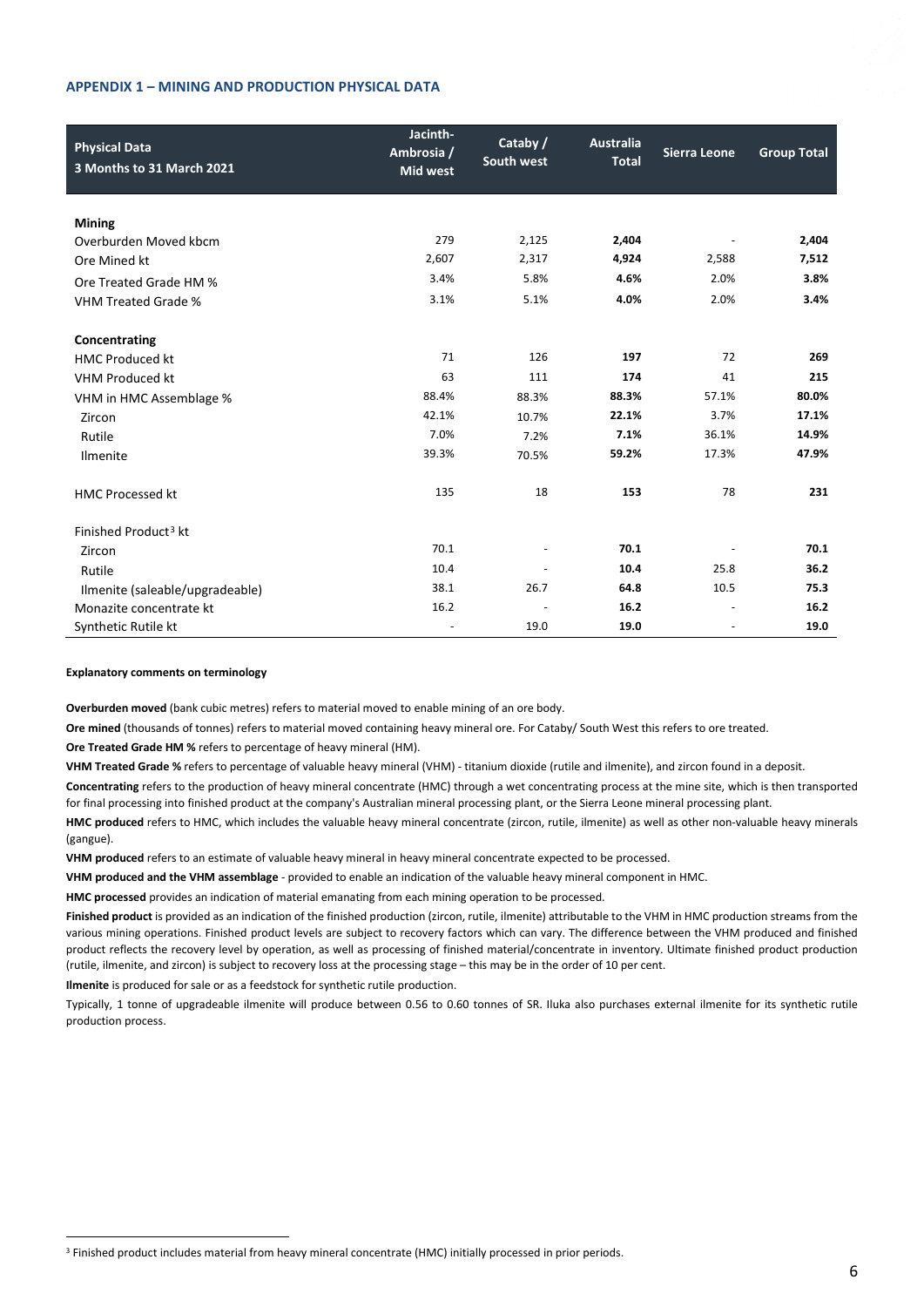## APPENDIX 1 – MINING AND PRODUCTION PHYSICAL DATA

| Physical Data 3 Months to 31 March 2021 | Jacinth-Ambrosia / Mid west | Cataby / South west | Australia Total | Sierra Leone | Group Total |
|---|---|---|---|---|---|
| **Mining** | | | | | |
| Overburden Moved kbcm | 279 | 2,125 | **2,404** | - | **2,404** |
| Ore Mined kt | 2,607 | 2,317 | **4,924** | 2,588 | **7,512** |
| Ore Treated Grade HM % | 3.4% | 5.8% | **4.6%** | 2.0% | **3.8%** |
| VHM Treated Grade % | 3.1% | 5.1% | **4.0%** | 2.0% | **3.4%** |
| **Concentrating** | | | | | |
| HMC Produced kt | 71 | 126 | **197** | 72 | **269** |
| VHM Produced kt | 63 | 111 | **174** | 41 | **215** |
| VHM in HMC Assemblage % | 88.4% | 88.3% | **88.3%** | 57.1% | **80.0%** |
| Zircon | 42.1% | 10.7% | **22.1%** | 3.7% | **17.1%** |
| Rutile | 7.0% | 7.2% | **7.1%** | 36.1% | **14.9%** |
| Ilmenite | 39.3% | 70.5% | **59.2%** | 17.3% | **47.9%** |
| HMC Processed kt | 135 | 18 | **153** | 78 | **231** |
| Finished Product[3] kt | | | | | |
| Zircon | 70.1 | - | **70.1** | - | **70.1** |
| Rutile | 10.4 | - | **10.4** | 25.8 | **36.2** |
| Ilmenite (saleable/upgradeable) | 38.1 | 26.7 | **64.8** | 10.5 | **75.3** |
| Monazite concentrate kt | 16.2 | - | **16.2** | - | **16.2** |
| Synthetic Rutile kt | - | 19.0 | **19.0** | - | **19.0** |

**Explanatory comments on terminology**

**Overburden moved** (bank cubic metres) refers to material moved to enable mining of an ore body.

**Ore mined** (thousands of tonnes) refers to material moved containing heavy mineral ore. For Cataby/ South West this refers to ore treated.

**Ore Treated Grade HM %** refers to percentage of heavy mineral (HM).

**VHM Treated Grade %** refers to percentage of valuable heavy mineral (VHM) - titanium dioxide (rutile and ilmenite), and zircon found in a deposit.

**Concentrating** refers to the production of heavy mineral concentrate (HMC) through a wet concentrating process at the mine site, which is then transported for final processing into finished product at the company's Australian mineral processing plant, or the Sierra Leone mineral processing plant.

**HMC produced** refers to HMC, which includes the valuable heavy mineral concentrate (zircon, rutile, ilmenite) as well as other non-valuable heavy minerals (gangue).

**VHM produced** refers to an estimate of valuable heavy mineral in heavy mineral concentrate expected to be processed.

**VHM produced and the VHM assemblage** - provided to enable an indication of the valuable heavy mineral component in HMC.

**HMC processed** provides an indication of material emanating from each mining operation to be processed.

**Finished product** is provided as an indication of the finished production (zircon, rutile, ilmenite) attributable to the VHM in HMC production streams from the various mining operations. Finished product levels are subject to recovery factors which can vary. The difference between the VHM produced and finished product reflects the recovery level by operation, as well as processing of finished material/concentrate in inventory. Ultimate finished product production (rutile, ilmenite, and zircon) is subject to recovery loss at the processing stage – this may be in the order of 10 per cent.

**Ilmenite** is produced for sale or as a feedstock for synthetic rutile production.

Typically, 1 tonne of upgradeable ilmenite will produce between 0.56 to 0.60 tonnes of SR. Iluka also purchases external ilmenite for its synthetic rutile production process.

[3] Finished product includes material from heavy mineral concentrate (HMC) initially processed in prior periods.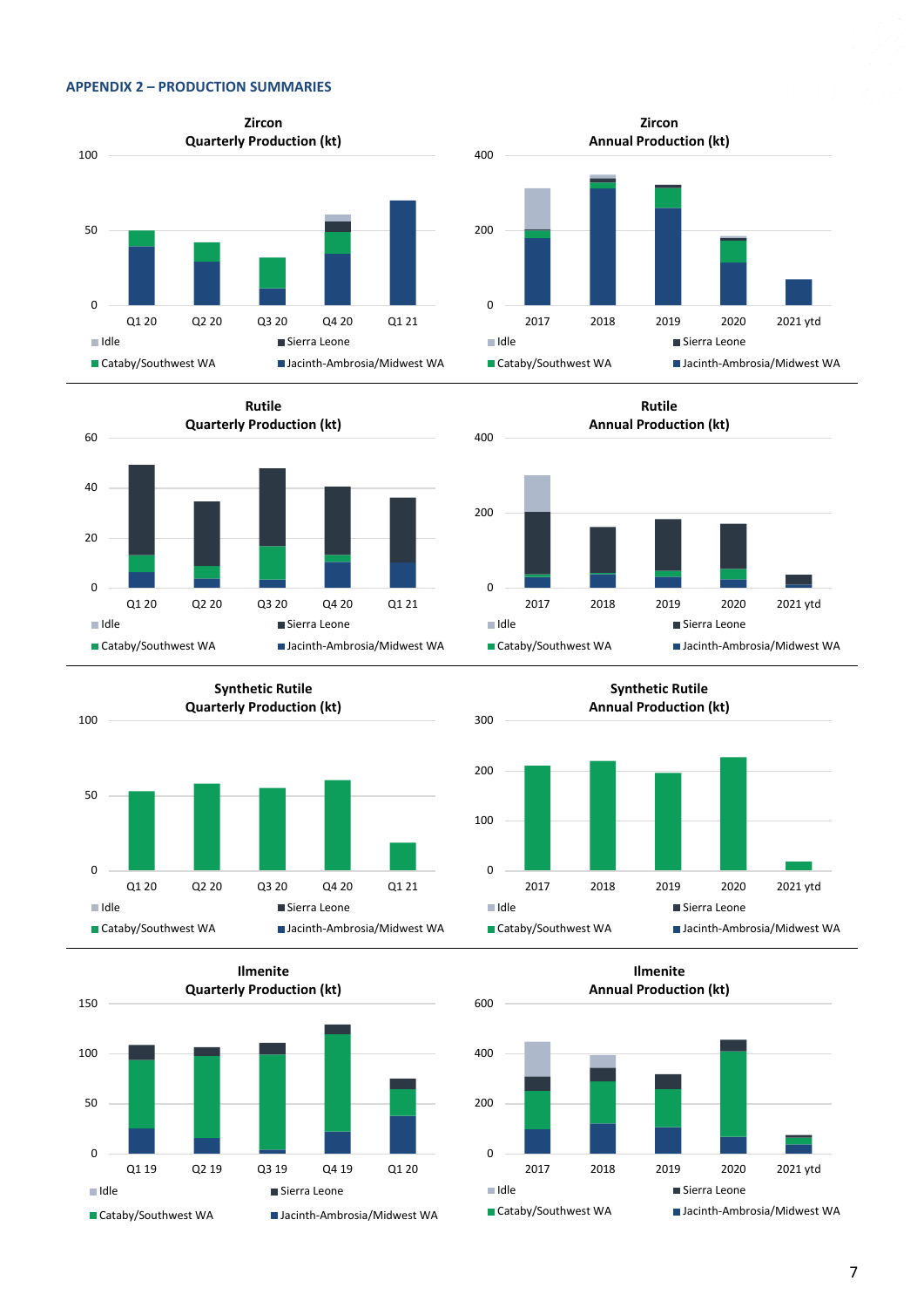## APPENDIX 2 – PRODUCTION SUMMARIES

**Zircon**
**Quarterly Production (kt)**

100
50
0

Q1 20, Q2 20, Q3 20, Q4 20, Q1 21

Idle, Sierra Leone, Cataby/Southwest WA, Jacinth-Ambrosia/Midwest WA

**Zircon**
**Annual Production (kt)**

400
200
0

2017, 2018, 2019, 2020, 2021 ytd

Idle, Sierra Leone, Cataby/Southwest WA, Jacinth-Ambrosia/Midwest WA

**Rutile**
**Quarterly Production (kt)**

60
40
20
0

Q1 20, Q2 20, Q3 20, Q4 20, Q1 21

Idle, Sierra Leone, Cataby/Southwest WA, Jacinth-Ambrosia/Midwest WA

**Rutile**
**Annual Production (kt)**

400
200
0

2017, 2018, 2019, 2020, 2021 ytd

Idle, Sierra Leone, Cataby/Southwest WA, Jacinth-Ambrosia/Midwest WA

**Synthetic Rutile**
**Quarterly Production (kt)**

100
50
0

Q1 20, Q2 20, Q3 20, Q4 20, Q1 21

Idle, Sierra Leone, Cataby/Southwest WA, Jacinth-Ambrosia/Midwest WA

**Synthetic Rutile**
**Annual Production (kt)**

300
200
100
0

2017, 2018, 2019, 2020, 2021 ytd

Idle, Sierra Leone, Cataby/Southwest WA, Jacinth-Ambrosia/Midwest WA

**Ilmenite**
**Quarterly Production (kt)**

150
100
50
0

Q1 19, Q2 19, Q3 19, Q4 19, Q1 20

Idle, Sierra Leone, Cataby/Southwest WA, Jacinth-Ambrosia/Midwest WA

**Ilmenite**
**Annual Production (kt)**

600
400
200
0

2017, 2018, 2019, 2020, 2021 ytd

Idle, Sierra Leone, Cataby/Southwest WA, Jacinth-Ambrosia/Midwest WA